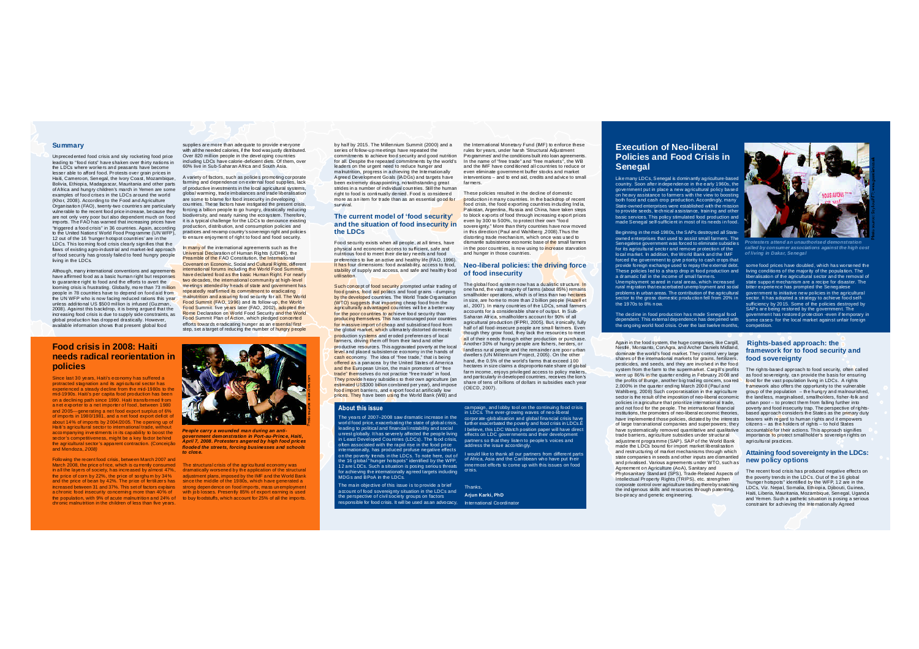## Summary

Unprecedented food crisis and sky rocketing food price leading to "food riots" have shaken over thirty nations in the LDCs where workers and peasants have become lesser able to afford food. Protests over grain prices in Haiti, Cameroon, Senegal, the Ivory Coast, Mozambique, Bolivia, Ethiopia, Madagascar, Mauritania and other parts of Africa and hungry children's march in Yemen are some examples of food crises in the LDCs around the world (Khor, 2008). According to the Food and Agriculture Organisation (FAO), twenty-two countries are particularly vulnerable to the recent food price increase, because they are not only very poor but also dependent much on food imports. The FAO has warned that increasing prices have "triggered a food crisis" in 36 countries. Again, according to the United Nations' World Food Programme (UN WFP), 12 out of the 16 'hunger hotspot countries' are in the LDCs. This looming food crisis clearly signifies that the flaws of existing agro-industrial and market-led approach of food security has grossly failed to feed hungry people living in the LDCs.

Although, many international conventions and agreements have affirmed food as a basic human right but responses to guarantee right to food and the efforts to avert the looming crisis is frustrating. Globally, more than 73 million people in 78 countries have to depend on food aid from the UN WFP who is now facing reduced rations this year unless additional US $500 million is infused (Guzman, 2008). Against this backdrop, it is being argued that the increasing food crisis is due to supply side constraints, as global production has dropped drastically. However, available information shows that present global food supplies are more than adequate to provide everyone with all the needed calories, if the food was justly distributed. Over 820 million people in the developing countries including LDCs have calorie-deficient diets. Of them, over 60% live in Sub-Saharan Africa and South Asia.

A variety of factors, such as policies promoting corporate farming and dependence on external food supplies, lack of productive investments in the local agricultural systems, global warming, trade imbalances and trade liberalisation are some to blame for food insecurity in developing countries. These factors have instigated the present crisis, forcing a billion people to go hungry, drastically reducing biodiversity, and nearly ruining the ecosystem. Therefore, it is a typical challenge for the LDCs to denounce existing production, distribution, and consumption policies and practices and revamp country's sovereign right and policies to ensure enjoyment of right to food and food security.

In many of the international agreements such as the Universal Declaration of Human Rights (UDHR), the Preamble of the FAO Constitution, the International Covenant on Economic, Social and Cultural Rights, different international forums including the World Food Summits have declared food as the basic Human Right. For nearly two decades, the international community at high-level meetings attended by heads of state and government has repeatedly reaffirmed its commitment to eradicating malnutrition and assuring food security for all. The World Food Summit (FAO, 1996) and its follow-up, the World Food Summit: five years later (FAO, 2002), adopted the Rome Declaration on World Food Security and the World Food Summit Plan of Action, which pledged concerted efforts towards eradicating hunger as an essential first step, set a target of reducing the number of hungry people by half by 2015. The Millennium Summit (2000) and a series of follow-up meetings have repeated the commitments to achieve food security and good nutrition for all. Despite the repeated commitments by the world's leaders on the urgent need to reduce hunger and malnutrition, progress in achieving the Internationally Agreed Development Goals (IADGs) and targets have been extremely disappointing, notwithstanding great strides in a number of individual countries. Still the human right to food is continually denied. Food is considered more as an item for trade than as an essential good for survival.

### The current model of 'food security' and the situation of food insecurity in the LDCs

Food security exists when all people, at all times, have physical and economic access to sufficient, safe and nutritious food to meet their dietary needs and food preferences to live an active and healthy life (FAO, 1996). It has four dimensions: food availability, access to food, stability of supply and access, and safe and healthy food utilisation.

Such concept of food security prompted unfair trading of food grains, food aid policies and food grains - dumping by the developed countries. The World Trade Organisation (WTO) suggests that importing cheap food from the agriculturally advantaged countries will be a better way for the poor countries to achieve food security than producing themselves. This has encouraged poor countries for massive import of cheap and subsidised food from the global market, which ultimately distorted domestic production systems and eroded preferences of local farmers, driving them off from their land and other productive resources. This aggravated poverty at the local level and placed subsistence economy in the hands of cash economy. The idea of "free trade," that is being offered as a panacea by the United States of America and the European Union, the main promoters of "free trade" themselves do not practice "free trade" in food. They provide heavy subsidies to their own agriculture (an estimated US$300 billion combined per year), and impose food import barriers, and export food at artificially low prices. They have been using the World Bank (WB) and the International Monetary Fund (IMF) to enforce these rules for years, under harsh 'Structural Adjustment Programmes' and the conditions built into loan agreements. In the name of "free trade" and "free markets", the WB and the IMF have conditioned all countries to reduce or even eliminate government buffer stocks and market interventions – and to end aid, credits and advice to small farmers.

These policies resulted in the decline of domestic production in many countries. In the backdrop of recent food crisis, the food exporting countries including India, Pakistan, Argentina, Russia and China, have taken steps to block exports of food through increasing export prices even by 300 to 500%, to protect their own "food sovereignty." More than thirty countries have now moved in this direction (Paul and Wahlberg ,2008).Thus the distorting trade mechanism, which once was used to dismantle subsistence economic base of the small farmers in the poor countries, is now using to increase starvation and hunger in those countries.

### Neo-liberal policies: the driving force of food insecurity

The global food system now has a dualistic structure. In one hand, the vast majority of farms (about 85%) remains smallholder operations, which is of less than two hectares in size, are home to more than 2 billion people (Hazell et al., 2007). In many countries of the LDCs, small farmers accounts for a considerable share of output. In Sub-Saharan Africa, smallholders account for 90% of all agricultural production (IFPRI, 2005). But, ironically, fully half of all food-insecure people are small farmers. Even though they grow food, they lack the resources to meet all of their needs through either production or purchase. Another 30% of hungry people are fishers, herders, or landless rural people and the remainder are poor urban dwellers (UN Millennium Project, 2005). On the other hand, the 0.5% of the world's farms that exceed 100 hectares in size claims a disproportionate share of global farm income, enjoys privileged access to policy makers, and particularly in developed countries, receives the lion's share of tens of billions of dollars in subsidies each year (OECD, 2007).

Again in the food system, the huge companies, like Cargill, Nestlé, Monsanto, ConAgra, and Archer Daniels Midland, dominate the world's food market. They control very large shares of the international markets for grains, fertilizers, pesticides, and seeds, and they are involved in the food system from the farm to the supermarket. Cargill's profits were up 86% in the quarter ending in February 2008 and the profits of Bunge, another big trading concern, soared 2,000% in the quarter ending March 2008 (Paul and Wahlberg, 2008) Such corporatisation in the agriculture sector is the result of the imposition of neo-liberal economic policies in agriculture that prioritize international trade, and not food for the people. The international financial institutions, the promoters of neo-liberal economic theories, have implemented those policies, dictated by the interests of large transnational companies and superpowers; they have systematically removed quantitative and qualitative trade barriers, agriculture subsidies under structural adjustment programme (SAP). SAP of the World Bank made the LDCs bound for import market liberalisation and restructuring of market mechanisms through which state companies in seeds and other inputs are dismantled and privatised. Various agreements under WTO, such as Agreement on Agriculture (AoA), Sanitary and Phytosanitary Standard (SPS), Trade-Related Aspects of Intellectual Property Rights (TRIPS), etc. strengthen corporate control over agriculture trading thereby snatching the indigenous skills and resources through patenting, bio-piracy and genetic engineering.

### Rights-based approach: the framework for to food security and food sovereignty

The rights-based approach to food security, often called as food sovereignty, can provide the basis for ensuring food for the vast population living in LDCs. A rights framework also offers the opportunity to the vulnerable group of the population – the hungry and malnourished, the landless, marginalised, smallholders, fisher-folk and urban poor – to protect them from falling further into poverty and food insecurity trap. The perspective of rights-based approach considers the States as the primary duty bearers with regard to human rights and it empowers citizens – as the holders of rights – to hold States accountable for their actions. This approach signifies importance to protect smallholder's sovereign rights on agricultural practices.

### Attaining food sovereignty in the LDCs: new policy options

The recent food crisis has produced negative effects on the poverty trends in the LDCs. Out of the 16 global "hunger hotspots" identified by the WFP, 12 are in the LDCs, Viz. Nepal, Somalia, Ethiopia, Djibouti, Guinea, Haiti, Liberia, Mauritania, Mozambique, Senegal, Uganda and Yemen. Such a pathetic situation is posing a serious constraint for achieving the Internationally Agreed

## Food crisis in 2008: Haiti needs radical reorientation in policies

*People carry a wounded man during an anti-government demonstration in Port-au-Prince, Haiti, April 7, 2008. Protesters angered by high food prices flooded the streets, forcing businesses and schools to close.*

Since last 30 years, Haiti's economy has suffered a protracted stagnation and its agricultural sector has experienced a steady decline from the mid-1980s to the mid-1990s. Haiti's per capita food production has been on a declining path since 1990. Haiti transformed from a net exporter to a net importer of food, between 1980 and 2005—generating a net food export surplus of 6% of imports in 1980/1981, and a net food export deficit of about 14% of imports by 2004/2005. The opening up of Haiti's agricultural sector to international trade, without accompanying investments in its capability to boost the sector's competitiveness, might be a key factor behind the agricultural sector's apparent contraction. (Conceição and Mendoza, *2008*)

Following the recent food crisis, between March 2007 and March 2008, the price of rice, which is currently consumed in all the layers of society, has increased by almost 47%, the price of corn by 22%, the price of sorghum by 34% and the price of bean by 42%. The price of fertilizers has increased between 31 and 37%. This set of factors explains a chronic food insecurity concerning more than 40% of the population, with 9% of acute malnutrition and 24% of chronic malnutrition in the children of less than five years.

The structural crisis of the agricultural economy was dramatically worsened by the application of the structural adjustment plans, imposed by the IMF and the World Bank since the middle of the 1980s, which have generated a strong dependence on food imports, mass unemployment with job losses. Presently 85% of export earning is used to buy foodstuffs, which account for 25% of all the imports.

## About this issue

The years of 2007–2008 saw dramatic increase in the world food price, exacerbating the state of global crisis, leading to political and financial instability and social unrest globally. It has severely affected the people living in Least Developed Countries (LDCs). The food crisis, often associated with the rapid rise in the food price internationally, has produced profuse negative effects on the poverty trends in the LDCs. To note here, out of the 16 global "hunger hotspots" identified by the WFP, 12 are LDCs. Such a situation is posing serious threats for achieving the internationally agreed targets including MDGs and BPoA in the LDCs.

The main objective of this issue is to provide a brief account of food sovereignty situation in the LDCs and the perspective of civil society groups on factors responsible for food crisis. It will be used as an advocacy, campaign, and lobby tool on the continuing food crisis in LDCs. The ever-growing waves of neo-liberal corporate-globalisation and global financial crisis have further exacerbated the poverty and food crisis in LDCs. I believe, this LDC Watch position paper will have direct effects on LDC governments and their development partners so that they listen to people's voices and address the issue accordingly.

I would like to thank all our partners from different parts of Africa, Asia and the Caribbean who have put their innermost efforts to come up with this issues on food crisis.

Thanks,

**Arjun Karki, PhD**
International Coordinator

## Execution of Neo-liberal Policies and Food Crisis in Senegal

*Protesters attend an unauthorised demonstration called by consumer associations against the high cost of living in Dakar, Senegal*

Like many LDCs, Senegal is dominantly agriculture-based country. Soon after independence in the early 1960s, the government put in place a new agricultural policy based on heavy assistance to farmers with the view to boosting both food and cash crop production. Accordingly, many State-owned enterprises were established with the mission to provide seeds, technical assistance, training and other basic services. This policy stimulated food production and made Senegal self-sufficient in most of its needs in food.

Beginning in the mid-1980s, the SAPs destroyed all State-owned enterprises that used to assist small farmers. The Senegalese government was forced to eliminate subsidies for its agricultural sector and remove protection of the local market. In addition, the World Bank and the IMF forced the government to give priority to cash crops that provide foreign exchange used to repay the external debt. These policies led to a sharp drop in food production and a dramatic fall in the income of small farmers. Unemployment soared in rural areas, which increased rural migration that exacerbated unemployment and social problems in urban areas. The contribution of the agricultural sector to the gross domestic production fell from 20% in the 1970s to 8% now.

The decline in food production has made Senegal food dependent. This external dependence has deepened with the ongoing world food crisis. Over the last twelve months, some food prices have doubled, which has worsened the living conditions of the majority of the population. The liberalisation of the agricultural sector and the removal of state support mechanism are a recipe for disaster. The bitter experience has prompted the Senegalese government to initiative new policies in the agricultural sector. It has adopted a strategy to achieve food self-sufficiency by 2015. Some of the policies destroyed by SAPs are being restored by the government. The government has restored protection -even if temporary in some cases- for the local market against unfair foreign competition.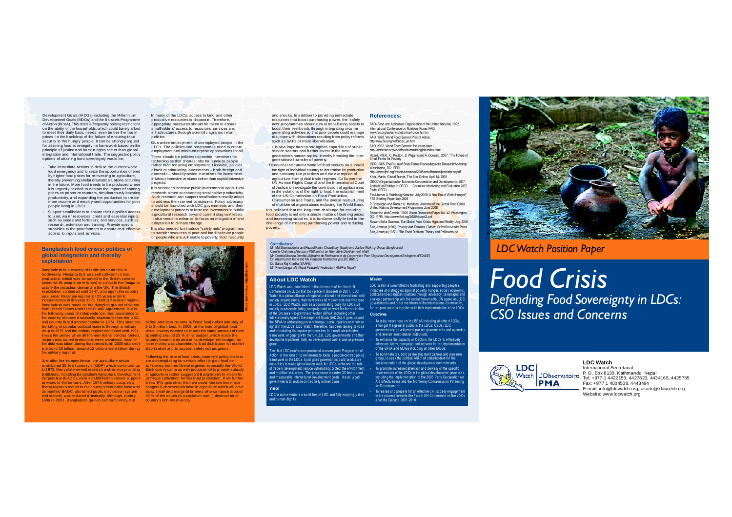Development Goals (IADGs) including the Millennium Development Goals (MDGs) and the Brussels Programme of Action (BPoA). This crisis is frequently poising restrictions on the ability of the households, which could barely afford to meet their daily basic needs, even before the rise in prices. In the backdrop of the failure of ensuring food security to the hungry people, it can be strongly argued for attaining food sovereignty –a framework based on the principle of justice and human rights rather than global integration and international trade. The suggested policy options of attaining food sovereignty would be;

- Take immediate actions to defuse the current world food emergency and to seize the opportunities offered by higher food prices for reinvesting in agriculture, thereby preventing similar dramatic situations occurring in the future. More food needs to be produced where it is urgently needed to contain the impact of soaring prices on poorer consumers, simultaneously boosting productivity, and expanding the production to create more income and employment opportunities for poor people living in LDCs.
- Support smallholders to ensure their dignified access to land, water resources, credit and essential inputs, such as seeds and fertilizers; and services, such as research, extension and training. Provide special subsidies to the poor farmers to ensure cost effective access to inputs and services.
- In many of the LDCs, access to land and other productive resources is disparate. Therefore, appropriate measures should be taken to ensure smallholders' access to resources, services and infrastructures through scientific agrarian reform policies.
- Guarantee employment of unemployed people in the LDCs. The policies and programmes need to create employment and micro-enterprise opportunities for all.
- There should be policies to provide incentives for technologies that creates jobs for landless people rather than reducing employment. Likewise, policies aimed at stimulating investments – both foreign and domestic – should provide incentives for investment in labour-intensive ventures rather than capital-intensive projects.
- It is needed to increase public investment in agricultural research aimed at enhancing smallholder productivity. Such research can support smallholders readily adapt to address their current constraints. Policy advocacy should be launched with LDC governments and their development partners to increase investment in public agricultural research beyond current stagnant levels. It also needs to enhance its focus on mitigation of and adaptation to climate change.
- It is also needed to introduce "safety nets" programmes to transfer resources to poor and food insecure people or people who are vulnerable to poverty, food insecurity and shocks. In addition to providing immediate resources that boost purchasing power, the 'safety nets' programmes should aim at transferring assets to boost their livelihoods through integrating income generating activities so that poor people could manage risk, cope with dislocations resulting from policy reforms such as SAPs or trade liberalisation.
- It is also important to strengthen capacities of public service sectors and further invest in the next generation's human capital, thereby breaking the inter-generational transfer of poverty.
- Denounce the current model of food security and uphold the right of individual country to determine its production and consumption practices and the exemption of agriculture from global trade regimes. Call upon the UN Human Rights Council and the International Court of Justice to investigate the contribution of agribusiness in the violations of the right to food, the establishment of the UN Commission on Food Production, Consumption and Trade, and the overall restructuring of multilateral organisations including the World Bank.

It is believed that the long-term challenge for ensuring food security is not only a simple matter of lowering prices and increasing supplies, it is fundamentally linked to the challenge of increasing purchasing power and reducing poverty.

## References:

FAO (Food and Agriculture Organisation of the United Nations). 1992. International Conference on Nutrition. Rome: FAO. www.fao.org/es/esn/nutrition/icn/icnconts.htm

FAO. 1996. World Food Summit Plan of Action. http:www.fao.org/wsf/index_en.htm

FAO. 2002. World Food Summit: five years later. http://www.fao.org/worldfoodsummit/english/index.html.

Hazell, P.B.R., C. Poulton, S. Wiggins and A. Dorward. 2007. "The Future of Small Farms for Poverty

IFPRI. 2005. The Future of Small Farms: Proceedings of a Research Workshop. Washington, DC: IFPRI. http://www.ifpri.org/events/seminars/2005/smallfarms/sfproc/sfproc.pdf

Khor, Martin. Global Trends, The Star Online, April 14, 2008

OECD (Organisation for Economic Co-operation and Development). 2007. Agricultural Policies in OECD Countries: Monitoring and Evaluation 2007. Paris: OECD.

Paul James A, Wahlberg Katarina, July 2008; A New Era of World Hunger? FES Briefing Paper July 2008

P. Conceição and Ronald U. Mendoza; Anatomy of the Global Food Crisis; United Nations Development Programme June 2008

Reduction and Growth." 2020 Vision Discussion Paper No. 42. Washington, DC: IFPRI. http://www.ifpri.org/2020/dp/vp42.pdf

Rosario Bella Guzman, The Global Food Crisis: Hype and Reality, July 2008

Sen, Amartya (1981). Poverty and Famines. Oxford: Oxford University Press.

Sen, Amartya (1982). "The Food Problem: Theory and Policies.pd

### Bangladesh food crisis: politics of global integration and thereby exploitation

Photo: bdfireflies, http://flickr.com

Bangladesh is a country of fertile land and rich in biodiversity. Historically it was self sufficient in food production, which was scrapped in the British colonial period while people were forced to cultivate the *Indigo* to satisfy the industrial demand in the UK. The British exploitation continued until 1947, and again the country was under Pakistani regime for 25 years until its independence in the year 1971. During Pakistani regime, Bangladesh was made as the dumping ground of wheat from United States under the PL480 Agreement. But in the following years of independence, food assistance to the country reduced drastically, especially from the USA, and country faced another famine in 1974. This situation led killing of popular political leaders through a military coup in 1975 and the military regime continued until 1991. It was the period when all the neo-liberal policies rooted, major state-owned institutions were privatised, most of the debt was taken during that period (until 2006 total debt is around 18 billion, around 12 billions were taken during the military regime).

Just after the independence, the agriculture sector contributed 30 % of country's (GDP) which continued up to 1975. Many state-owned research and service providing institutions, including Bangladesh Agricultural Development Corporation (BADC), were established to ensure support services to the farmers. After 1975 military coup, neo liberal regimes rooted to the county's economic base and dismantled BADC, abolished public distribution system and subsidy was reduced drastically. Although, during 1996 to 2001, Bangladesh gained self sufficiency, but before and later country suffered food deficit annually of 2 to 3 million tons. In 2008, at the time of global food crisis, country needed to import the same amount of food spending around 25 % of its budget, which made the country bound to downsize its development budget, as more money was channeled to food distribution for market stabilization and to support safety net programs.

Following the recent food crisis, country's policy makers are contemplating for serious effort to gain food self sufficiency but neo-liberal regimes especially the World Bank openly came up with proposal not to provide subsidy in agriculture rather suggested Bangladesh to invest for *Jathropa* cultivation for Bio Fuel production. If we further follow IFIs' guideline, then we could foresee two major dangers i) commercialization in agriculture which will drive away small and marginal farmers who compose around 40 % of the country's population and ii) destruction of country's rich bio diversity.

### Contributers:

Mr. Md Shamsuddoha and Rezaul Karim Chowdhury *(Equity and Justice Working Group, Bangladesh)*
Camille Chalmers *(Advocacy Platform for an Alternative Development, Haiti)*
Mr. Demba Moussa Dembele *(Africaine de Recherche et de Cooperation Pour l'Appui au Development Endogene- ARCADE)*
Dr. Arjun Kumar Karki and Ms. Prajeena Karmacharya *(LDC Watch)*
Dr. Sarba Raj Khadka *(SAAPE)*
Mr. Prem Dangal *(All Nepal Peasants' Federation- ANPFa, Nepal)*

## About LDC Watch

LDC Watch was established in the aftermath of the third UN Conference on LDCs that took place in Brussels in 2001. LDC Watch is a global alliance of regional, national and international civil society organisations, their networks and movements mainly based in LDCs. LDC Watch, acts as a coordinating body for LDC civil society to advocate, lobby, campaign and network for the realisation of the Brussels Programme of Action (BPoA) including other Internationally Agreed Development Goals (IADGs). It goes beyond the BPoA in addressing poverty, hunger, social injustice and human rights in the LDCs. LDC Watch, therefore, has been raising its voice and articulating its popular perspectives in a multi-stakeholder framework, engaging with the UN, EU, LDC governments and their development partners, both, as development partner and as pressure group.

The third LDC conference produced a seven-point Programme of Action in the form of commitments to foster a people-centred policy framework in the LDCs; build good governance; build productive capacities to make globalisation work for LDCs; enhance the role of trade in development; reduce vulnerability; protect the environment and mobilise resources. The programme includes 30 time-bound and measurable international development goals. It also urged governments to include civil society in their plans.

### Vision

LDC Watch envisions a world free of LDC and fully enjoying justice and human dignity.

### Mission

LDC Watch is committed to facilitating and supporting people's initiatives and struggles against poverty, hunger, social, economic, political and ecological injustices through advocacy, campaigns and strategic partnership with the social movements, UN agencies, LDC governments and other members of the international community, for pro-poor policies together with their implementation in the LDCs.

### Objectives

- To raise awareness on the BPoA including all other IADGs, amongst the general public in the LDCs; CSOs; LDC governments; development partner governments and agencies and relevant multi-lateral institutions;
- To enhance the capacity of CSOs in the LDCs to effectively advocate, lobby, campaign and network for the implementation of the BPoA and MDGs including all other IADGs;
- To build network, both as development partner and pressure group, to seek the political will of all stakeholders for the implementation of the global development commitments;
- To promote increased attention and delivery of the specific requirements of the LDCs in the global development processes, including the implementation of the 2005 Paris Declaration on Aid Effectiveness and the Monterrey Consensus on Financing for Development;
- To realise and prepare for an effective civil society engagement in the process towards the Fourth UN Conference on the LDCs after the Decade 2001-2010.

*LDC Watch Position Paper*

# Food Crisis

## *Defending Food Sovereignty in LDCs: CSO Issues and Concerns*

LDC Watch | L'Observatoire PMA

**LDC Watch**
International Secretariat
P. O. Box 8130, Kathmandu, Nepal
Tel: +977 1 4422153, 4427823, 4434165, 4425755
Fax: +977 1 4004508, 4443494
E-mail: info@ldcwatch.org, akarki@ldcwatch.org,
Website: www.ldcwatch.org